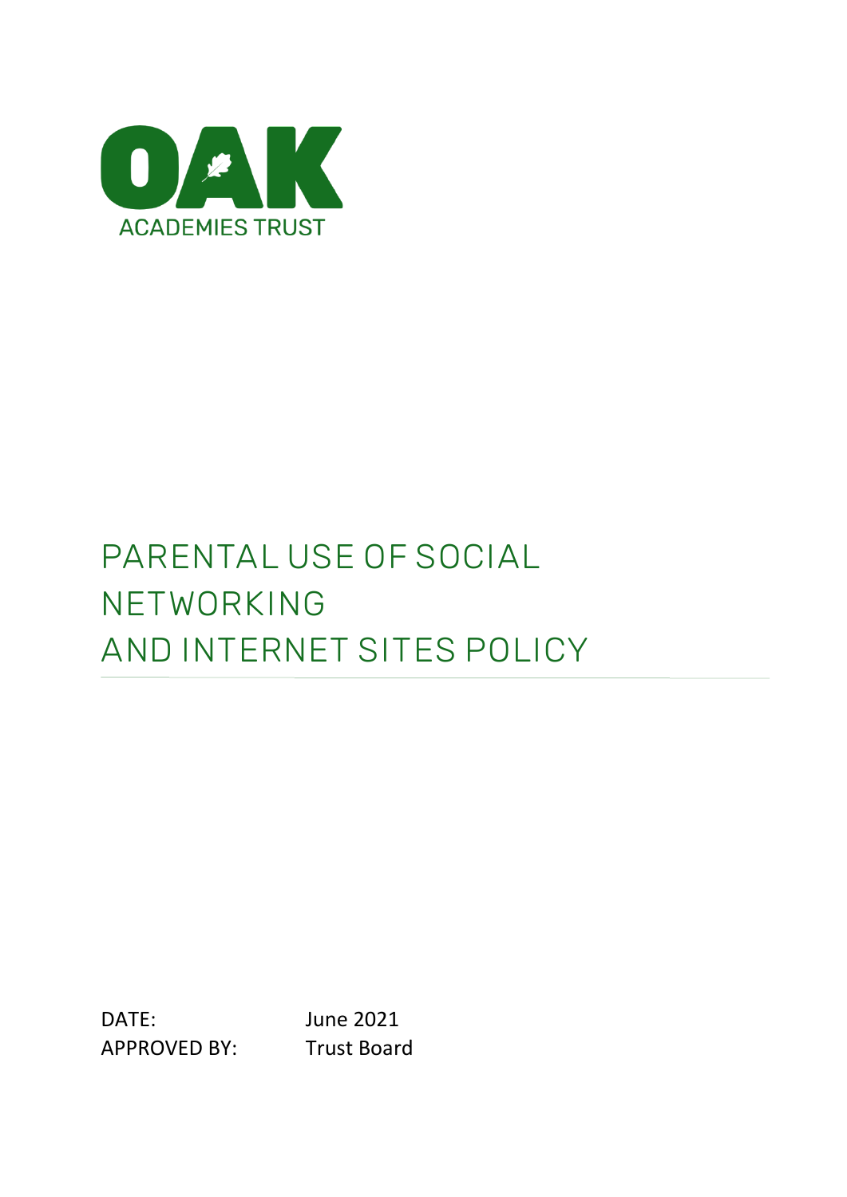OAK

ACADEMIES TRUST

# PARENTAL USE OF SOCIAL NETWORKING AND INTERNET SITES POLICY

DATE: June 2021

APPROVED BY: Trust Board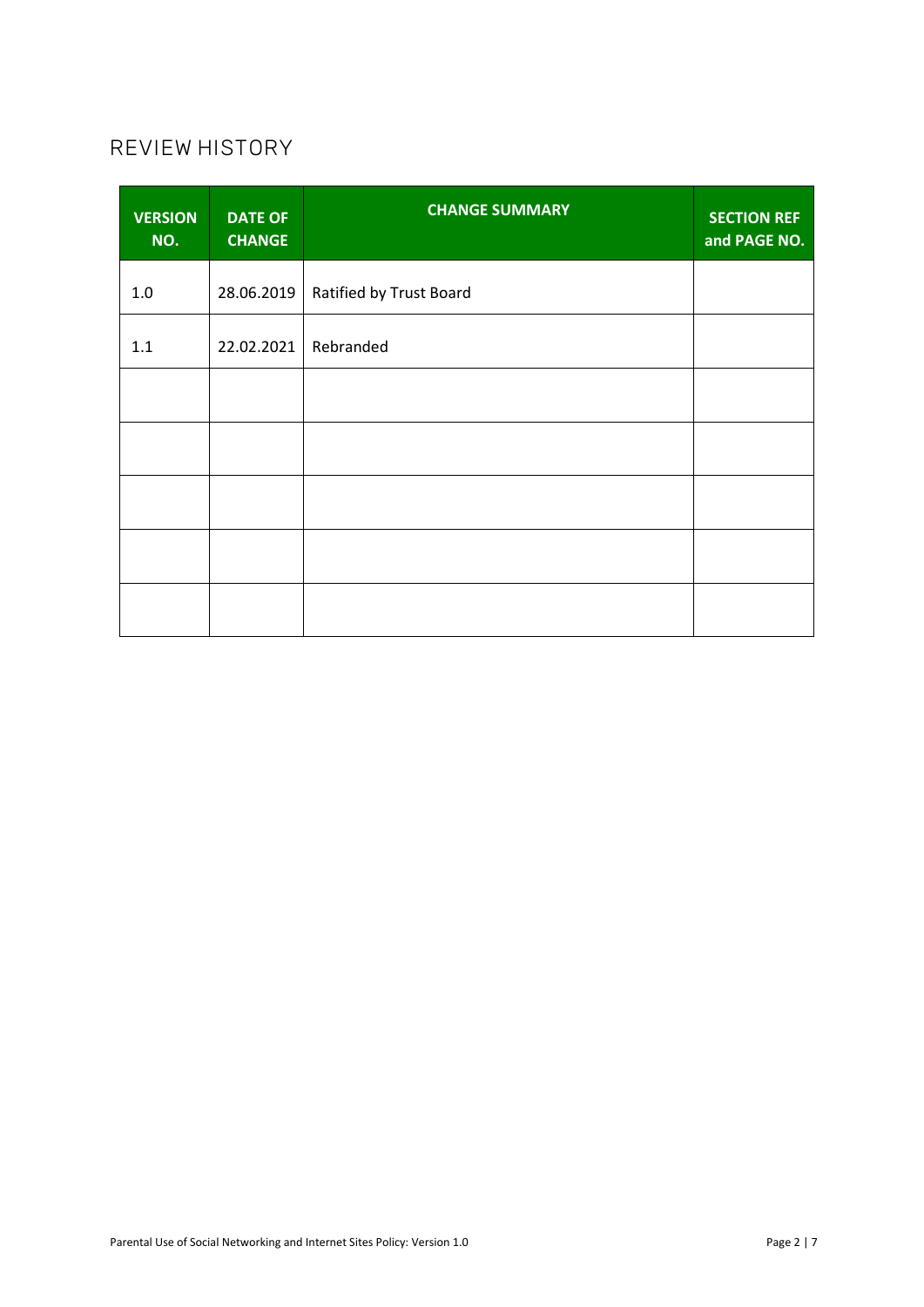## REVIEW HISTORY

| VERSION NO. | DATE OF CHANGE | CHANGE SUMMARY | SECTION REF and PAGE NO. |
|---|---|---|---|
| 1.0 | 28.06.2019 | Ratified by Trust Board | |
| 1.1 | 22.02.2021 | Rebranded | |
| | | | |
| | | | |
| | | | |
| | | | |
| | | | |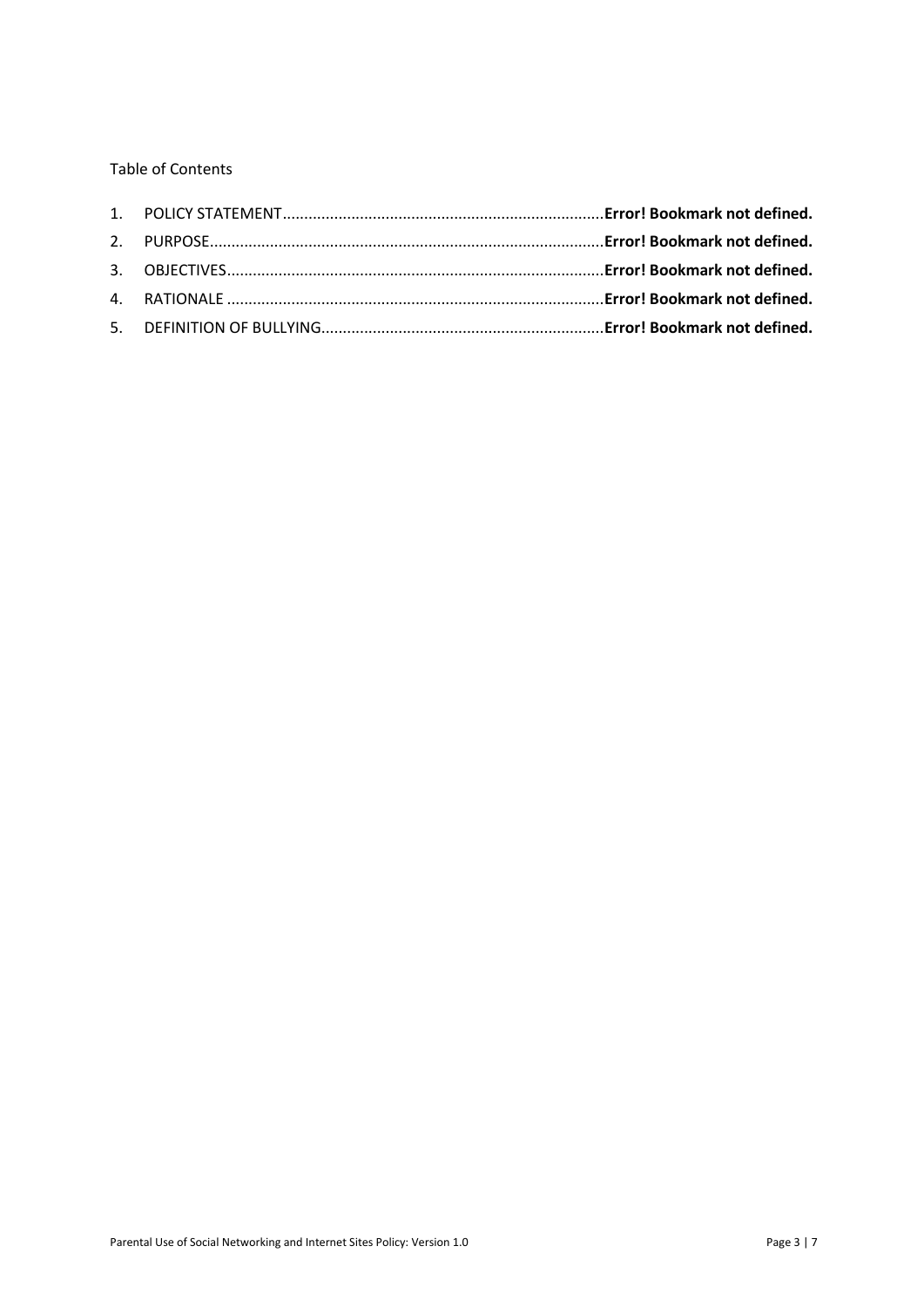Table of Contents

1. POLICY STATEMENT........................................................................**Error! Bookmark not defined.**
2. PURPOSE.........................................................................................**Error! Bookmark not defined.**
3. OBJECTIVES.....................................................................................**Error! Bookmark not defined.**
4. RATIONALE .....................................................................................**Error! Bookmark not defined.**
5. DEFINITION OF BULLYING................................................................**Error! Bookmark not defined.**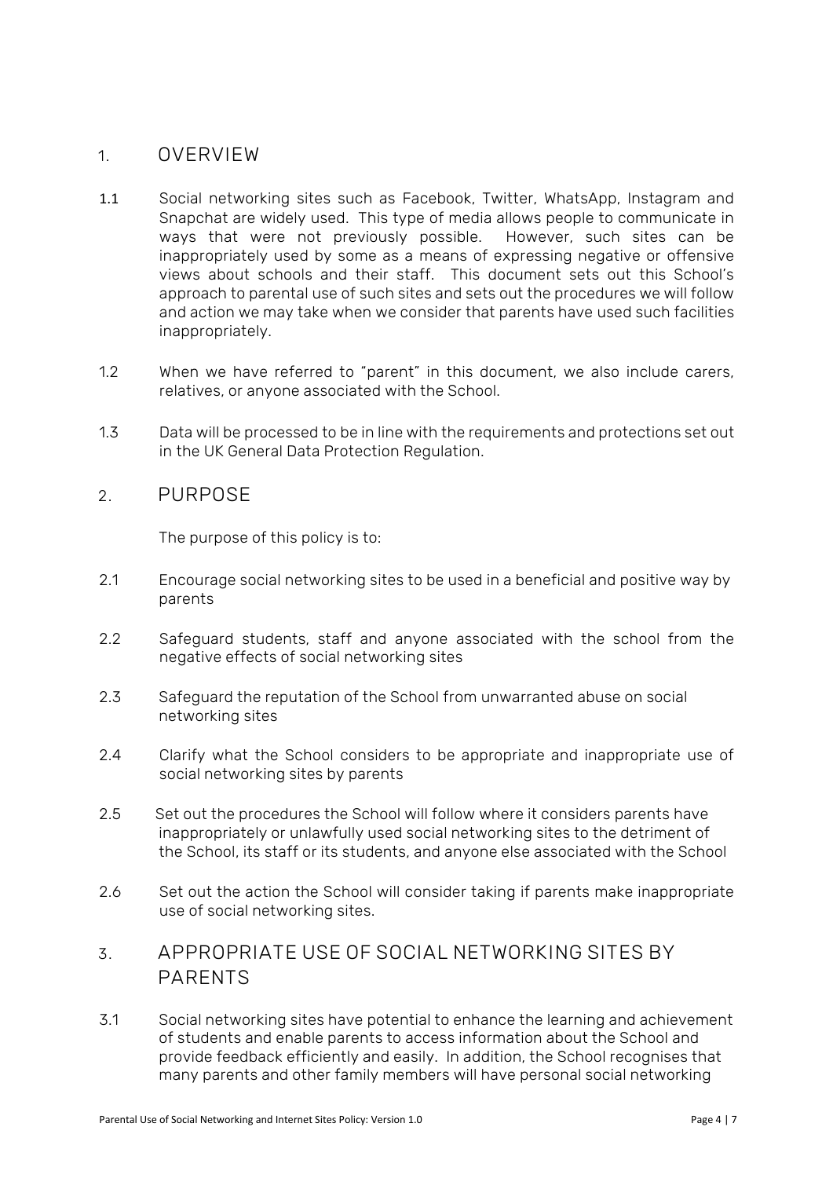## 1. OVERVIEW

1.1 Social networking sites such as Facebook, Twitter, WhatsApp, Instagram and Snapchat are widely used. This type of media allows people to communicate in ways that were not previously possible. However, such sites can be inappropriately used by some as a means of expressing negative or offensive views about schools and their staff. This document sets out this School's approach to parental use of such sites and sets out the procedures we will follow and action we may take when we consider that parents have used such facilities inappropriately.

1.2 When we have referred to "parent" in this document, we also include carers, relatives, or anyone associated with the School.

1.3 Data will be processed to be in line with the requirements and protections set out in the UK General Data Protection Regulation.

## 2. PURPOSE

The purpose of this policy is to:

2.1 Encourage social networking sites to be used in a beneficial and positive way by parents

2.2 Safeguard students, staff and anyone associated with the school from the negative effects of social networking sites

2.3 Safeguard the reputation of the School from unwarranted abuse on social networking sites

2.4 Clarify what the School considers to be appropriate and inappropriate use of social networking sites by parents

2.5 Set out the procedures the School will follow where it considers parents have inappropriately or unlawfully used social networking sites to the detriment of the School, its staff or its students, and anyone else associated with the School

2.6 Set out the action the School will consider taking if parents make inappropriate use of social networking sites.

## 3. APPROPRIATE USE OF SOCIAL NETWORKING SITES BY PARENTS

3.1 Social networking sites have potential to enhance the learning and achievement of students and enable parents to access information about the School and provide feedback efficiently and easily. In addition, the School recognises that many parents and other family members will have personal social networking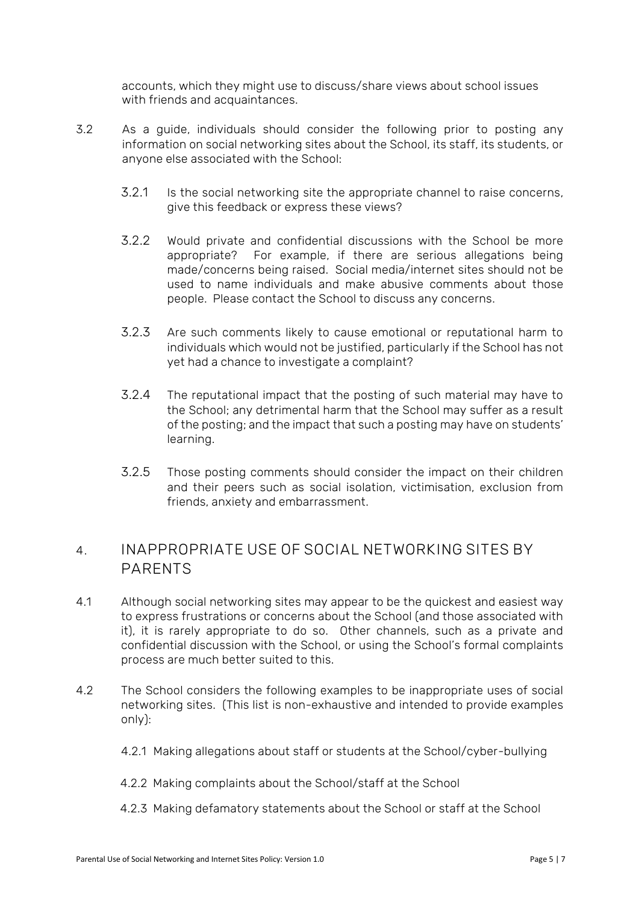accounts, which they might use to discuss/share views about school issues with friends and acquaintances.

3.2 As a guide, individuals should consider the following prior to posting any information on social networking sites about the School, its staff, its students, or anyone else associated with the School:

3.2.1 Is the social networking site the appropriate channel to raise concerns, give this feedback or express these views?

3.2.2 Would private and confidential discussions with the School be more appropriate? For example, if there are serious allegations being made/concerns being raised. Social media/internet sites should not be used to name individuals and make abusive comments about those people. Please contact the School to discuss any concerns.

3.2.3 Are such comments likely to cause emotional or reputational harm to individuals which would not be justified, particularly if the School has not yet had a chance to investigate a complaint?

3.2.4 The reputational impact that the posting of such material may have to the School; any detrimental harm that the School may suffer as a result of the posting; and the impact that such a posting may have on students' learning.

3.2.5 Those posting comments should consider the impact on their children and their peers such as social isolation, victimisation, exclusion from friends, anxiety and embarrassment.

## 4. INAPPROPRIATE USE OF SOCIAL NETWORKING SITES BY PARENTS

4.1 Although social networking sites may appear to be the quickest and easiest way to express frustrations or concerns about the School (and those associated with it), it is rarely appropriate to do so. Other channels, such as a private and confidential discussion with the School, or using the School's formal complaints process are much better suited to this.

4.2 The School considers the following examples to be inappropriate uses of social networking sites. (This list is non-exhaustive and intended to provide examples only):

4.2.1 Making allegations about staff or students at the School/cyber-bullying

4.2.2 Making complaints about the School/staff at the School

4.2.3 Making defamatory statements about the School or staff at the School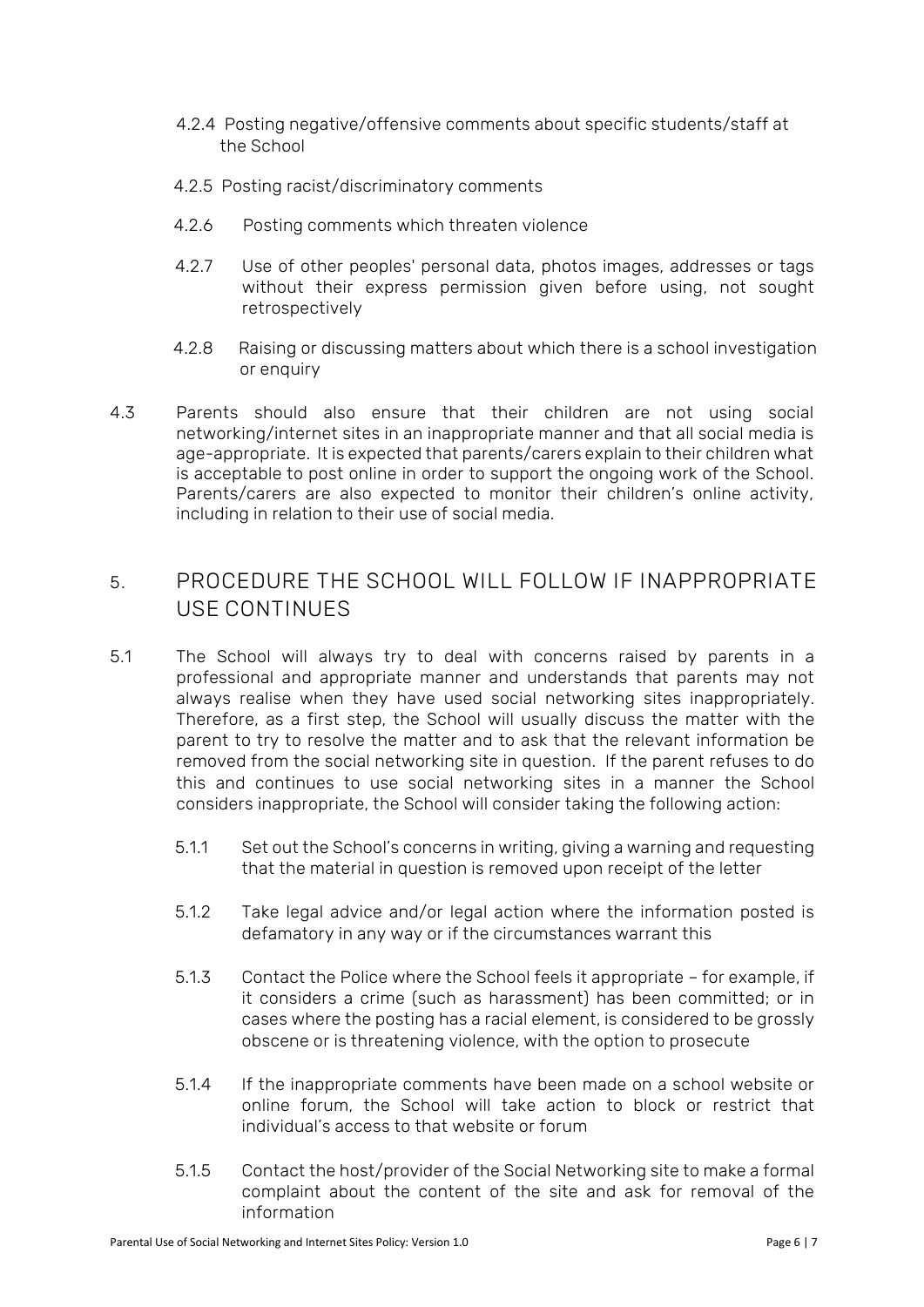4.2.4 Posting negative/offensive comments about specific students/staff at the School

4.2.5 Posting racist/discriminatory comments

4.2.6 Posting comments which threaten violence

4.2.7 Use of other peoples' personal data, photos images, addresses or tags without their express permission given before using, not sought retrospectively

4.2.8 Raising or discussing matters about which there is a school investigation or enquiry

4.3 Parents should also ensure that their children are not using social networking/internet sites in an inappropriate manner and that all social media is age-appropriate. It is expected that parents/carers explain to their children what is acceptable to post online in order to support the ongoing work of the School. Parents/carers are also expected to monitor their children's online activity, including in relation to their use of social media.

## 5. PROCEDURE THE SCHOOL WILL FOLLOW IF INAPPROPRIATE USE CONTINUES

5.1 The School will always try to deal with concerns raised by parents in a professional and appropriate manner and understands that parents may not always realise when they have used social networking sites inappropriately. Therefore, as a first step, the School will usually discuss the matter with the parent to try to resolve the matter and to ask that the relevant information be removed from the social networking site in question. If the parent refuses to do this and continues to use social networking sites in a manner the School considers inappropriate, the School will consider taking the following action:

5.1.1 Set out the School's concerns in writing, giving a warning and requesting that the material in question is removed upon receipt of the letter

5.1.2 Take legal advice and/or legal action where the information posted is defamatory in any way or if the circumstances warrant this

5.1.3 Contact the Police where the School feels it appropriate – for example, if it considers a crime (such as harassment) has been committed; or in cases where the posting has a racial element, is considered to be grossly obscene or is threatening violence, with the option to prosecute

5.1.4 If the inappropriate comments have been made on a school website or online forum, the School will take action to block or restrict that individual's access to that website or forum

5.1.5 Contact the host/provider of the Social Networking site to make a formal complaint about the content of the site and ask for removal of the information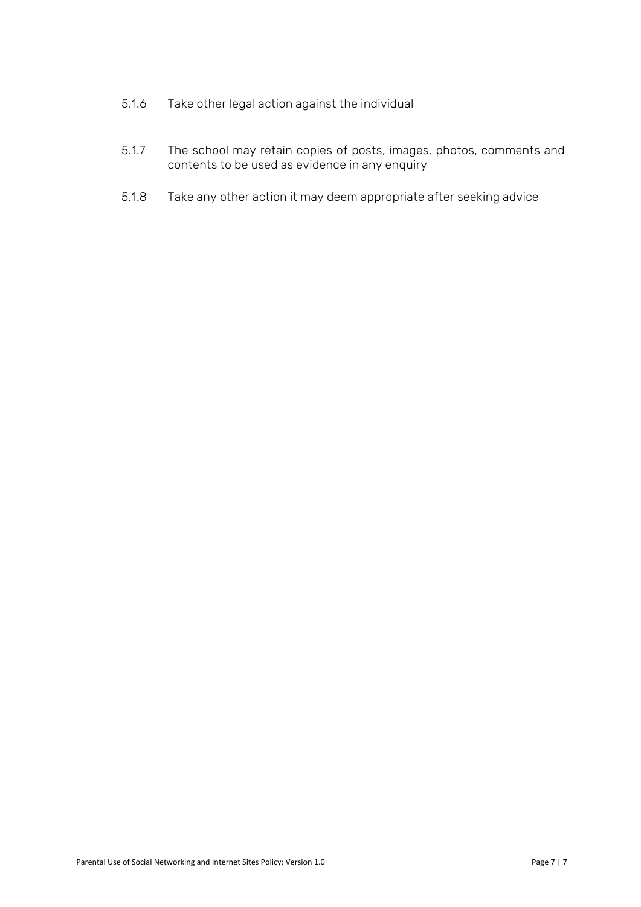5.1.6 Take other legal action against the individual

5.1.7 The school may retain copies of posts, images, photos, comments and contents to be used as evidence in any enquiry

5.1.8 Take any other action it may deem appropriate after seeking advice